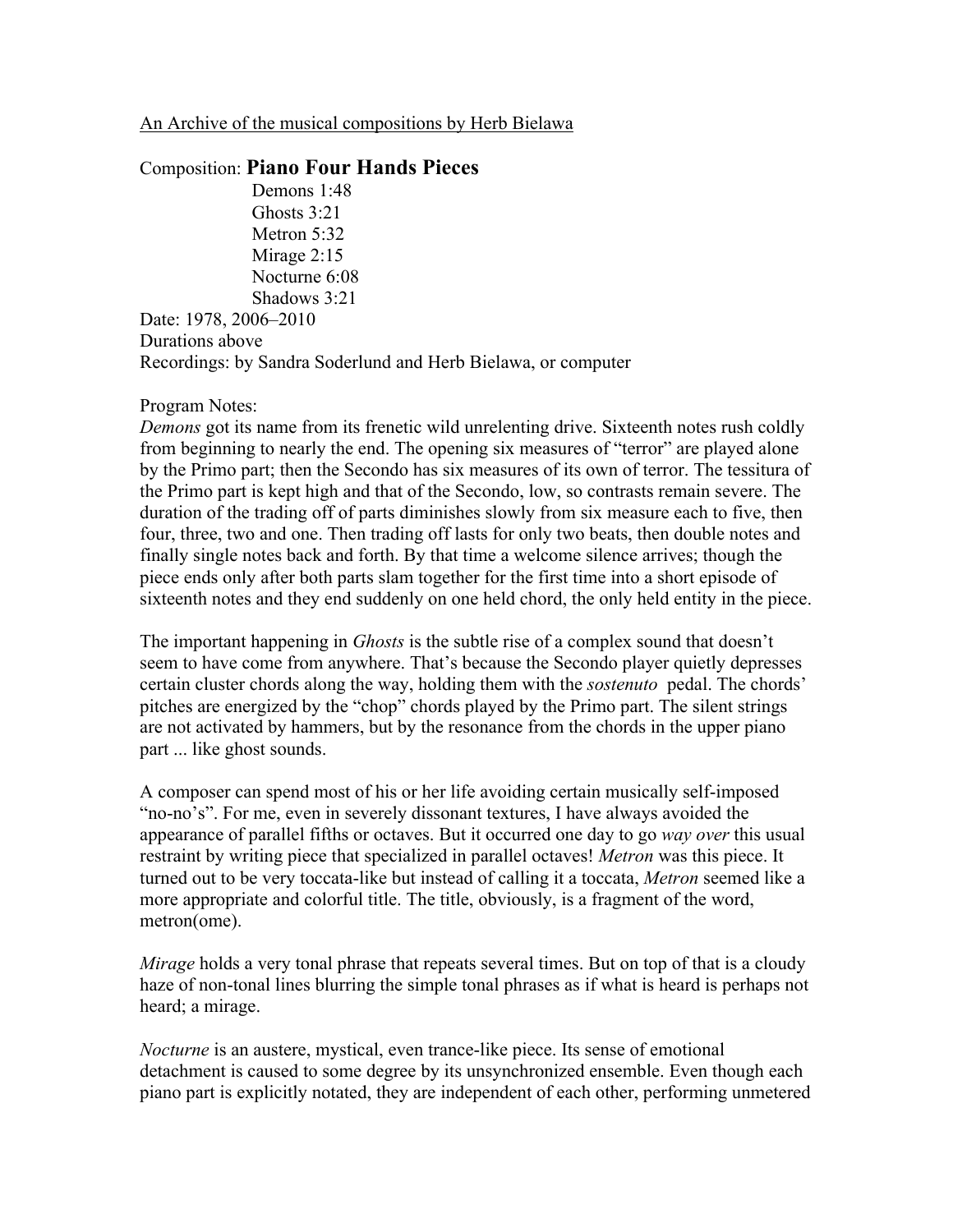An Archive of the musical compositions by Herb Bielawa

Composition: **Piano Four Hands Pieces**

Demons 1:48
Ghosts 3:21
Metron 5:32
Mirage 2:15
Nocturne 6:08
Shadows 3:21

Date: 1978, 2006–2010
Durations above
Recordings: by Sandra Soderlund and Herb Bielawa, or computer

Program Notes:
*Demons* got its name from its frenetic wild unrelenting drive. Sixteenth notes rush coldly from beginning to nearly the end. The opening six measures of "terror" are played alone by the Primo part; then the Secondo has six measures of its own of terror. The tessitura of the Primo part is kept high and that of the Secondo, low, so contrasts remain severe. The duration of the trading off of parts diminishes slowly from six measure each to five, then four, three, two and one. Then trading off lasts for only two beats, then double notes and finally single notes back and forth. By that time a welcome silence arrives; though the piece ends only after both parts slam together for the first time into a short episode of sixteenth notes and they end suddenly on one held chord, the only held entity in the piece.

The important happening in *Ghosts* is the subtle rise of a complex sound that doesn't seem to have come from anywhere. That's because the Secondo player quietly depresses certain cluster chords along the way, holding them with the *sostenuto* pedal. The chords' pitches are energized by the "chop" chords played by the Primo part. The silent strings are not activated by hammers, but by the resonance from the chords in the upper piano part ... like ghost sounds.

A composer can spend most of his or her life avoiding certain musically self-imposed "no-no's". For me, even in severely dissonant textures, I have always avoided the appearance of parallel fifths or octaves. But it occurred one day to go *way over* this usual restraint by writing piece that specialized in parallel octaves! *Metron* was this piece. It turned out to be very toccata-like but instead of calling it a toccata, *Metron* seemed like a more appropriate and colorful title. The title, obviously, is a fragment of the word, metron(ome).

*Mirage* holds a very tonal phrase that repeats several times. But on top of that is a cloudy haze of non-tonal lines blurring the simple tonal phrases as if what is heard is perhaps not heard; a mirage.

*Nocturne* is an austere, mystical, even trance-like piece. Its sense of emotional detachment is caused to some degree by its unsynchronized ensemble. Even though each piano part is explicitly notated, they are independent of each other, performing unmetered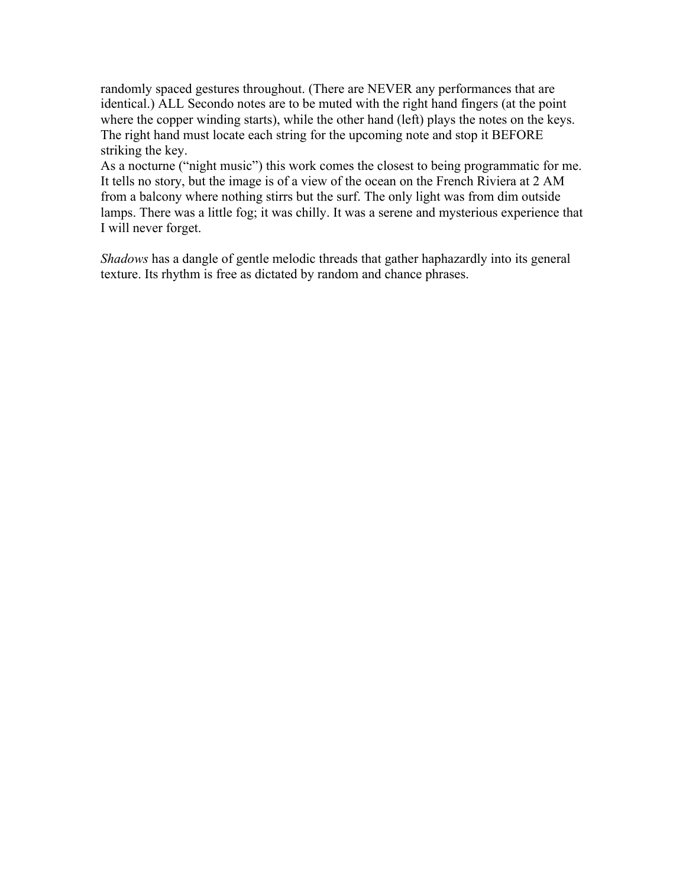randomly spaced gestures throughout. (There are NEVER any performances that are identical.) ALL Secondo notes are to be muted with the right hand fingers (at the point where the copper winding starts), while the other hand (left) plays the notes on the keys. The right hand must locate each string for the upcoming note and stop it BEFORE striking the key.

As a nocturne ("night music") this work comes the closest to being programmatic for me. It tells no story, but the image is of a view of the ocean on the French Riviera at 2 AM from a balcony where nothing stirrs but the surf. The only light was from dim outside lamps. There was a little fog; it was chilly. It was a serene and mysterious experience that I will never forget.

*Shadows* has a dangle of gentle melodic threads that gather haphazardly into its general texture. Its rhythm is free as dictated by random and chance phrases.